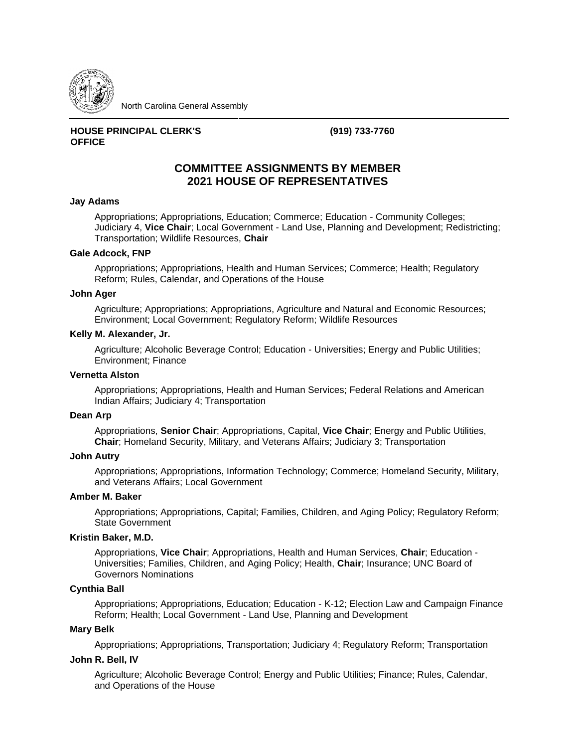North Carolina General Assembly

**HOUSE PRINCIPAL CLERK'S OFFICE** **(919) 733-7760**

# COMMITTEE ASSIGNMENTS BY MEMBER
# 2021 HOUSE OF REPRESENTATIVES

**Jay Adams**

Appropriations; Appropriations, Education; Commerce; Education - Community Colleges; Judiciary 4, **Vice Chair**; Local Government - Land Use, Planning and Development; Redistricting; Transportation; Wildlife Resources, **Chair**

**Gale Adcock, FNP**

Appropriations; Appropriations, Health and Human Services; Commerce; Health; Regulatory Reform; Rules, Calendar, and Operations of the House

**John Ager**

Agriculture; Appropriations; Appropriations, Agriculture and Natural and Economic Resources; Environment; Local Government; Regulatory Reform; Wildlife Resources

**Kelly M. Alexander, Jr.**

Agriculture; Alcoholic Beverage Control; Education - Universities; Energy and Public Utilities; Environment; Finance

**Vernetta Alston**

Appropriations; Appropriations, Health and Human Services; Federal Relations and American Indian Affairs; Judiciary 4; Transportation

**Dean Arp**

Appropriations, **Senior Chair**; Appropriations, Capital, **Vice Chair**; Energy and Public Utilities, **Chair**; Homeland Security, Military, and Veterans Affairs; Judiciary 3; Transportation

**John Autry**

Appropriations; Appropriations, Information Technology; Commerce; Homeland Security, Military, and Veterans Affairs; Local Government

**Amber M. Baker**

Appropriations; Appropriations, Capital; Families, Children, and Aging Policy; Regulatory Reform; State Government

**Kristin Baker, M.D.**

Appropriations, **Vice Chair**; Appropriations, Health and Human Services, **Chair**; Education - Universities; Families, Children, and Aging Policy; Health, **Chair**; Insurance; UNC Board of Governors Nominations

**Cynthia Ball**

Appropriations; Appropriations, Education; Education - K-12; Election Law and Campaign Finance Reform; Health; Local Government - Land Use, Planning and Development

**Mary Belk**

Appropriations; Appropriations, Transportation; Judiciary 4; Regulatory Reform; Transportation

**John R. Bell, IV**

Agriculture; Alcoholic Beverage Control; Energy and Public Utilities; Finance; Rules, Calendar, and Operations of the House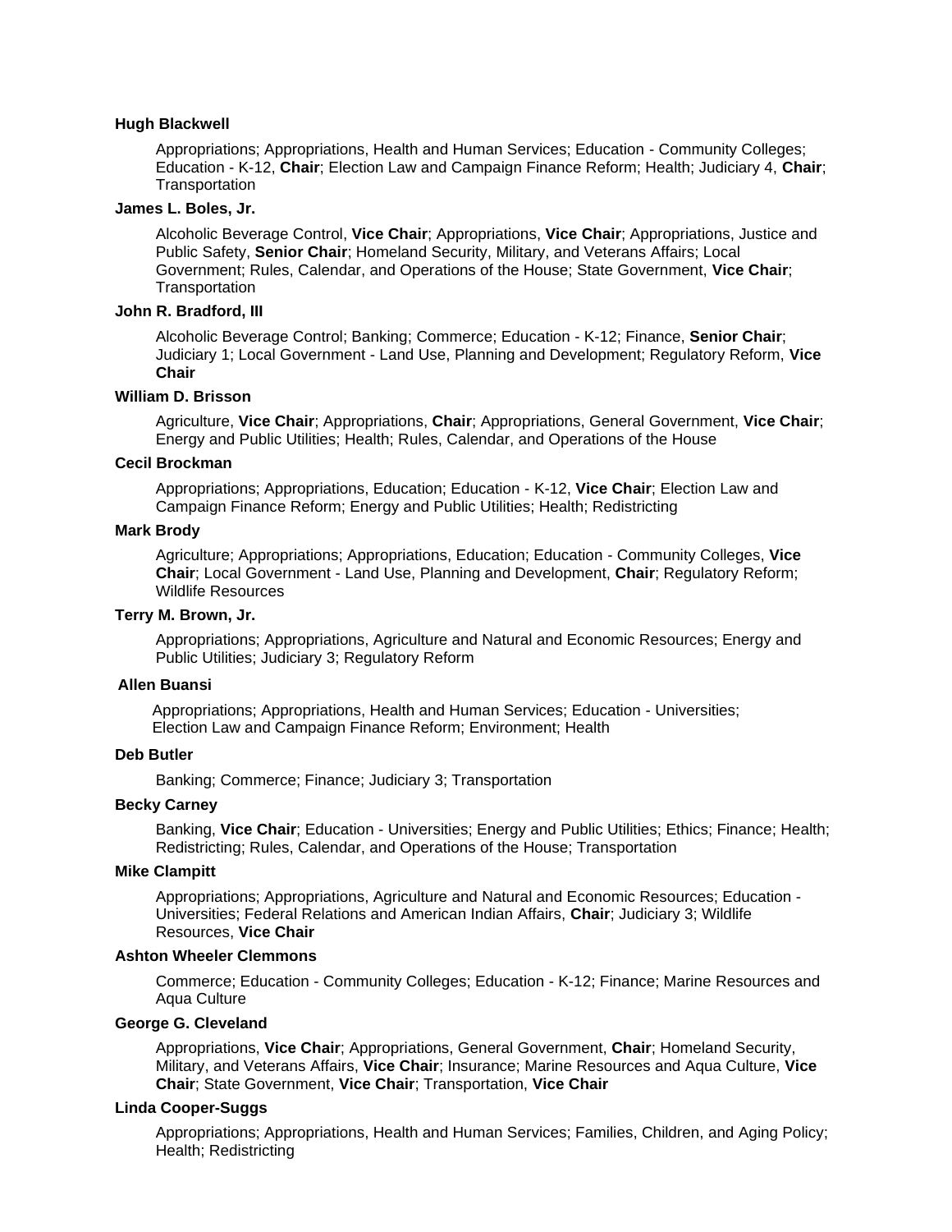**Hugh Blackwell**

Appropriations; Appropriations, Health and Human Services; Education - Community Colleges; Education - K-12, **Chair**; Election Law and Campaign Finance Reform; Health; Judiciary 4, **Chair**; Transportation

**James L. Boles, Jr.**

Alcoholic Beverage Control, **Vice Chair**; Appropriations, **Vice Chair**; Appropriations, Justice and Public Safety, **Senior Chair**; Homeland Security, Military, and Veterans Affairs; Local Government; Rules, Calendar, and Operations of the House; State Government, **Vice Chair**; Transportation

**John R. Bradford, III**

Alcoholic Beverage Control; Banking; Commerce; Education - K-12; Finance, **Senior Chair**; Judiciary 1; Local Government - Land Use, Planning and Development; Regulatory Reform, **Vice Chair**

**William D. Brisson**

Agriculture, **Vice Chair**; Appropriations, **Chair**; Appropriations, General Government, **Vice Chair**; Energy and Public Utilities; Health; Rules, Calendar, and Operations of the House

**Cecil Brockman**

Appropriations; Appropriations, Education; Education - K-12, **Vice Chair**; Election Law and Campaign Finance Reform; Energy and Public Utilities; Health; Redistricting

**Mark Brody**

Agriculture; Appropriations; Appropriations, Education; Education - Community Colleges, **Vice Chair**; Local Government - Land Use, Planning and Development, **Chair**; Regulatory Reform; Wildlife Resources

**Terry M. Brown, Jr.**

Appropriations; Appropriations, Agriculture and Natural and Economic Resources; Energy and Public Utilities; Judiciary 3; Regulatory Reform

**Allen Buansi**

Appropriations; Appropriations, Health and Human Services; Education - Universities; Election Law and Campaign Finance Reform; Environment; Health

**Deb Butler**

Banking; Commerce; Finance; Judiciary 3; Transportation

**Becky Carney**

Banking, **Vice Chair**; Education - Universities; Energy and Public Utilities; Ethics; Finance; Health; Redistricting; Rules, Calendar, and Operations of the House; Transportation

**Mike Clampitt**

Appropriations; Appropriations, Agriculture and Natural and Economic Resources; Education - Universities; Federal Relations and American Indian Affairs, **Chair**; Judiciary 3; Wildlife Resources, **Vice Chair**

**Ashton Wheeler Clemmons**

Commerce; Education - Community Colleges; Education - K-12; Finance; Marine Resources and Aqua Culture

**George G. Cleveland**

Appropriations, **Vice Chair**; Appropriations, General Government, **Chair**; Homeland Security, Military, and Veterans Affairs, **Vice Chair**; Insurance; Marine Resources and Aqua Culture, **Vice Chair**; State Government, **Vice Chair**; Transportation, **Vice Chair**

**Linda Cooper-Suggs**

Appropriations; Appropriations, Health and Human Services; Families, Children, and Aging Policy; Health; Redistricting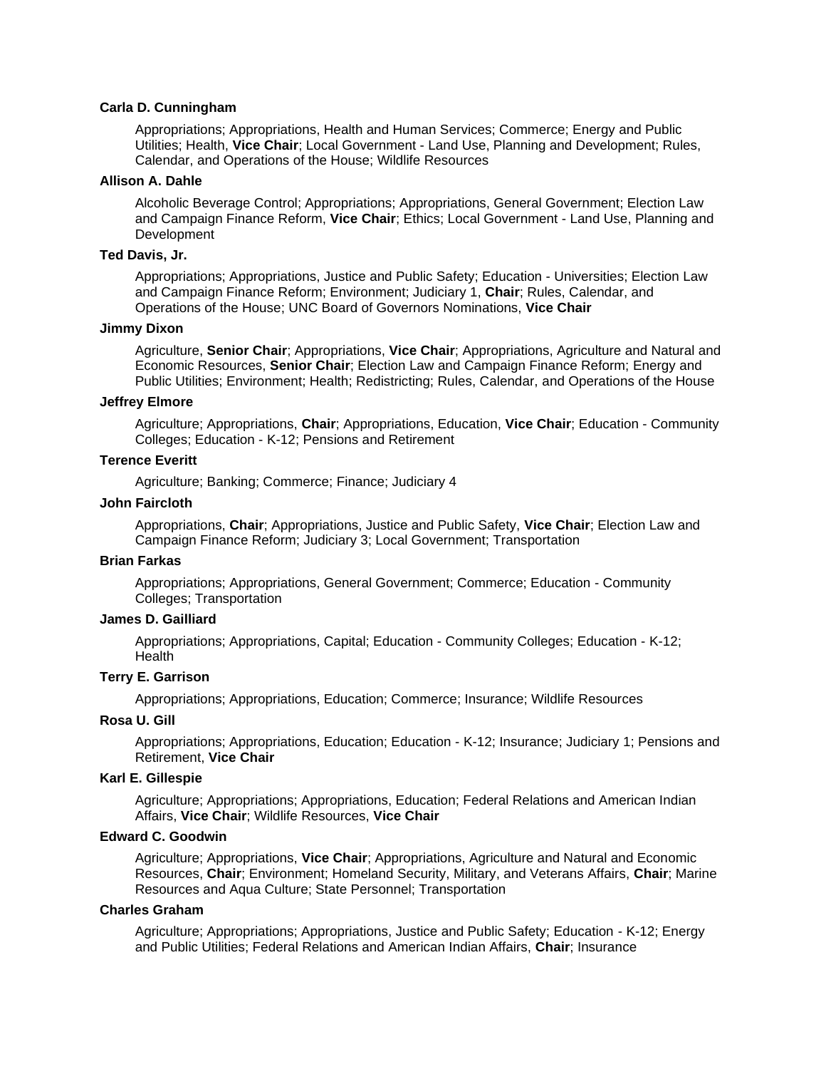**Carla D. Cunningham**

Appropriations; Appropriations, Health and Human Services; Commerce; Energy and Public Utilities; Health, **Vice Chair**; Local Government - Land Use, Planning and Development; Rules, Calendar, and Operations of the House; Wildlife Resources

**Allison A. Dahle**

Alcoholic Beverage Control; Appropriations; Appropriations, General Government; Election Law and Campaign Finance Reform, **Vice Chair**; Ethics; Local Government - Land Use, Planning and Development

**Ted Davis, Jr.**

Appropriations; Appropriations, Justice and Public Safety; Education - Universities; Election Law and Campaign Finance Reform; Environment; Judiciary 1, **Chair**; Rules, Calendar, and Operations of the House; UNC Board of Governors Nominations, **Vice Chair**

**Jimmy Dixon**

Agriculture, **Senior Chair**; Appropriations, **Vice Chair**; Appropriations, Agriculture and Natural and Economic Resources, **Senior Chair**; Election Law and Campaign Finance Reform; Energy and Public Utilities; Environment; Health; Redistricting; Rules, Calendar, and Operations of the House

**Jeffrey Elmore**

Agriculture; Appropriations, **Chair**; Appropriations, Education, **Vice Chair**; Education - Community Colleges; Education - K-12; Pensions and Retirement

**Terence Everitt**

Agriculture; Banking; Commerce; Finance; Judiciary 4

**John Faircloth**

Appropriations, **Chair**; Appropriations, Justice and Public Safety, **Vice Chair**; Election Law and Campaign Finance Reform; Judiciary 3; Local Government; Transportation

**Brian Farkas**

Appropriations; Appropriations, General Government; Commerce; Education - Community Colleges; Transportation

**James D. Gailliard**

Appropriations; Appropriations, Capital; Education - Community Colleges; Education - K-12; Health

**Terry E. Garrison**

Appropriations; Appropriations, Education; Commerce; Insurance; Wildlife Resources

**Rosa U. Gill**

Appropriations; Appropriations, Education; Education - K-12; Insurance; Judiciary 1; Pensions and Retirement, **Vice Chair**

**Karl E. Gillespie**

Agriculture; Appropriations; Appropriations, Education; Federal Relations and American Indian Affairs, **Vice Chair**; Wildlife Resources, **Vice Chair**

**Edward C. Goodwin**

Agriculture; Appropriations, **Vice Chair**; Appropriations, Agriculture and Natural and Economic Resources, **Chair**; Environment; Homeland Security, Military, and Veterans Affairs, **Chair**; Marine Resources and Aqua Culture; State Personnel; Transportation

**Charles Graham**

Agriculture; Appropriations; Appropriations, Justice and Public Safety; Education - K-12; Energy and Public Utilities; Federal Relations and American Indian Affairs, **Chair**; Insurance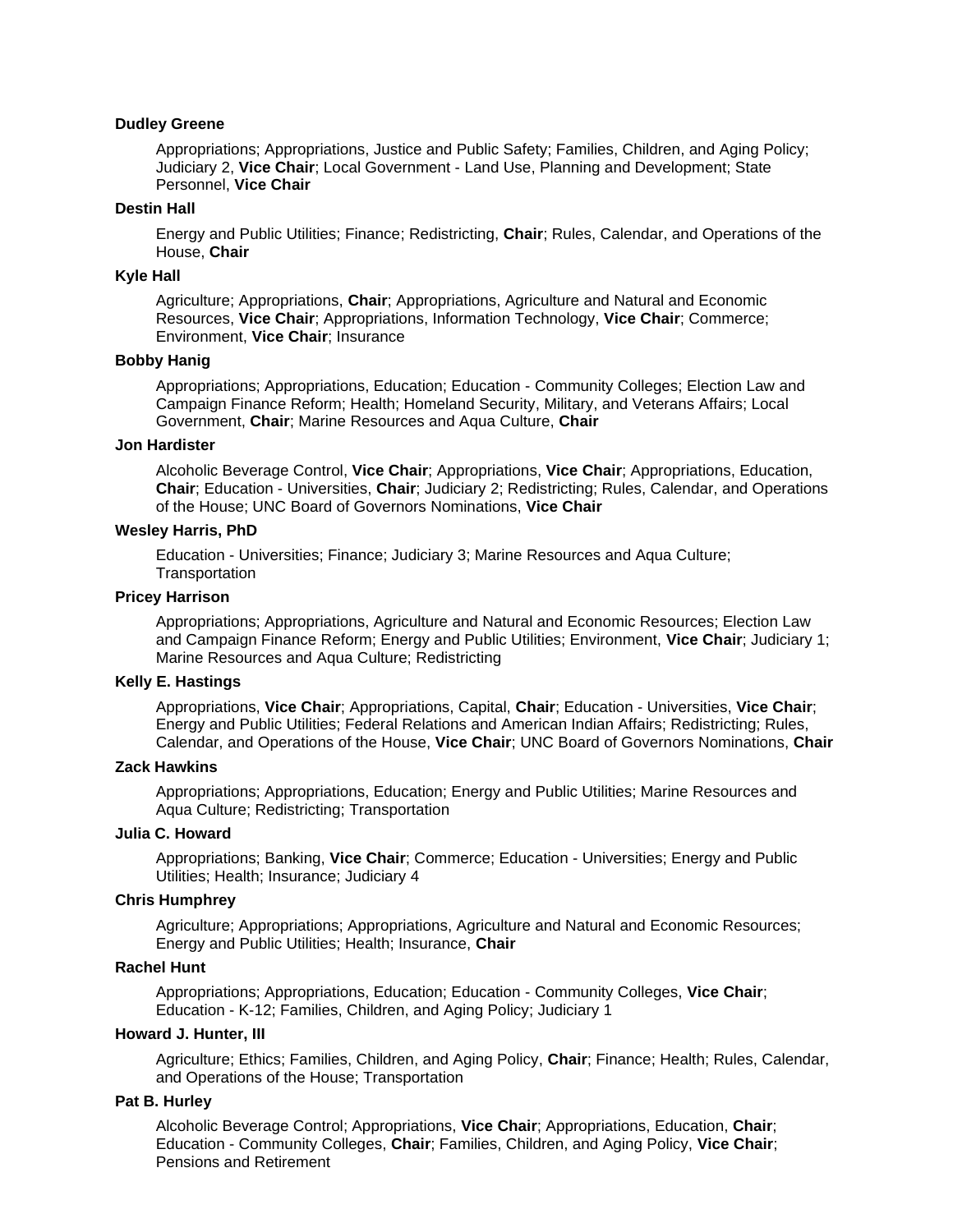**Dudley Greene**

Appropriations; Appropriations, Justice and Public Safety; Families, Children, and Aging Policy; Judiciary 2, **Vice Chair**; Local Government - Land Use, Planning and Development; State Personnel, **Vice Chair**

**Destin Hall**

Energy and Public Utilities; Finance; Redistricting, **Chair**; Rules, Calendar, and Operations of the House, **Chair**

**Kyle Hall**

Agriculture; Appropriations, **Chair**; Appropriations, Agriculture and Natural and Economic Resources, **Vice Chair**; Appropriations, Information Technology, **Vice Chair**; Commerce; Environment, **Vice Chair**; Insurance

**Bobby Hanig**

Appropriations; Appropriations, Education; Education - Community Colleges; Election Law and Campaign Finance Reform; Health; Homeland Security, Military, and Veterans Affairs; Local Government, **Chair**; Marine Resources and Aqua Culture, **Chair**

**Jon Hardister**

Alcoholic Beverage Control, **Vice Chair**; Appropriations, **Vice Chair**; Appropriations, Education, **Chair**; Education - Universities, **Chair**; Judiciary 2; Redistricting; Rules, Calendar, and Operations of the House; UNC Board of Governors Nominations, **Vice Chair**

**Wesley Harris, PhD**

Education - Universities; Finance; Judiciary 3; Marine Resources and Aqua Culture; Transportation

**Pricey Harrison**

Appropriations; Appropriations, Agriculture and Natural and Economic Resources; Election Law and Campaign Finance Reform; Energy and Public Utilities; Environment, **Vice Chair**; Judiciary 1; Marine Resources and Aqua Culture; Redistricting

**Kelly E. Hastings**

Appropriations, **Vice Chair**; Appropriations, Capital, **Chair**; Education - Universities, **Vice Chair**; Energy and Public Utilities; Federal Relations and American Indian Affairs; Redistricting; Rules, Calendar, and Operations of the House, **Vice Chair**; UNC Board of Governors Nominations, **Chair**

**Zack Hawkins**

Appropriations; Appropriations, Education; Energy and Public Utilities; Marine Resources and Aqua Culture; Redistricting; Transportation

**Julia C. Howard**

Appropriations; Banking, **Vice Chair**; Commerce; Education - Universities; Energy and Public Utilities; Health; Insurance; Judiciary 4

**Chris Humphrey**

Agriculture; Appropriations; Appropriations, Agriculture and Natural and Economic Resources; Energy and Public Utilities; Health; Insurance, **Chair**

**Rachel Hunt**

Appropriations; Appropriations, Education; Education - Community Colleges, **Vice Chair**; Education - K-12; Families, Children, and Aging Policy; Judiciary 1

**Howard J. Hunter, III**

Agriculture; Ethics; Families, Children, and Aging Policy, **Chair**; Finance; Health; Rules, Calendar, and Operations of the House; Transportation

**Pat B. Hurley**

Alcoholic Beverage Control; Appropriations, **Vice Chair**; Appropriations, Education, **Chair**; Education - Community Colleges, **Chair**; Families, Children, and Aging Policy, **Vice Chair**; Pensions and Retirement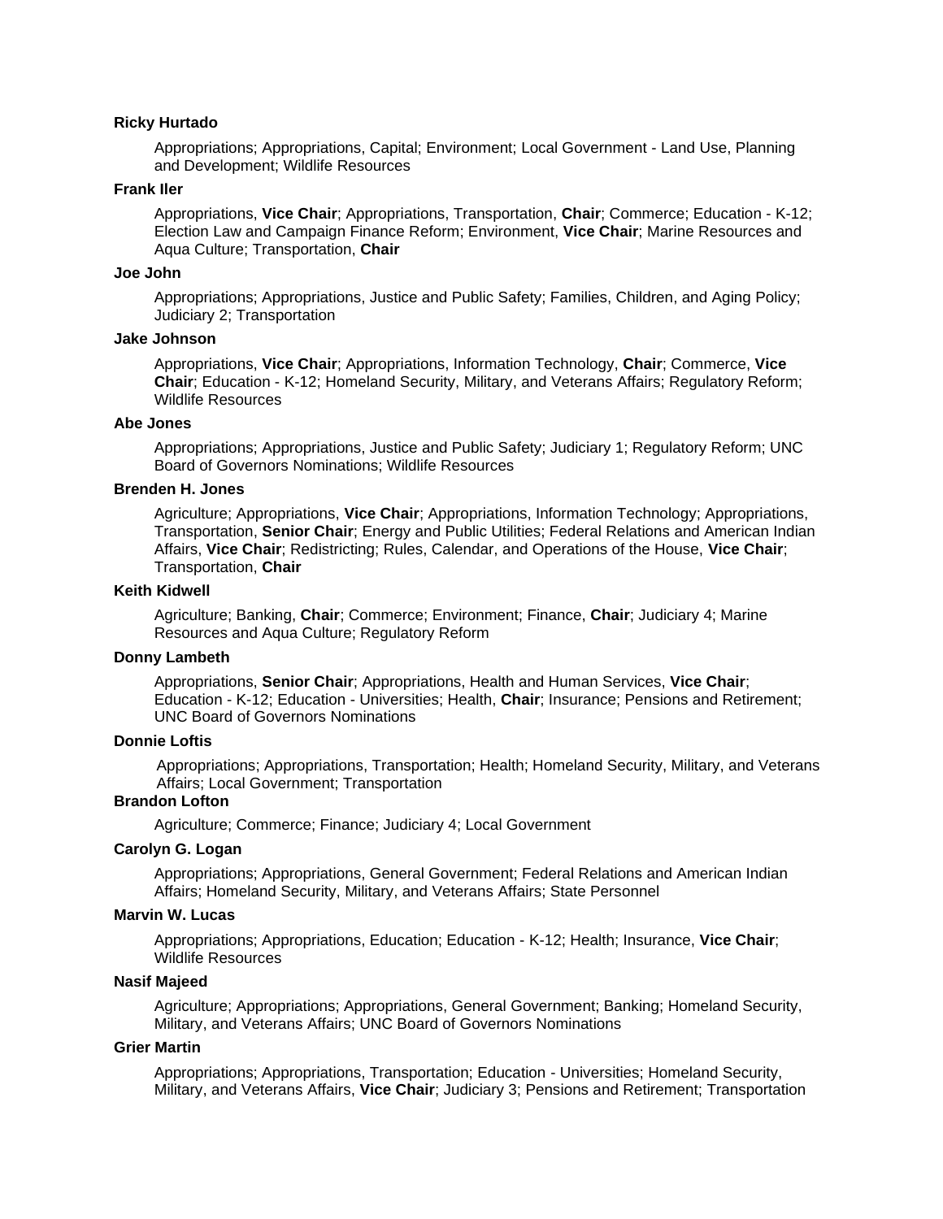**Ricky Hurtado**

Appropriations; Appropriations, Capital; Environment; Local Government - Land Use, Planning and Development; Wildlife Resources

**Frank Iler**

Appropriations, **Vice Chair**; Appropriations, Transportation, **Chair**; Commerce; Education - K-12; Election Law and Campaign Finance Reform; Environment, **Vice Chair**; Marine Resources and Aqua Culture; Transportation, **Chair**

**Joe John**

Appropriations; Appropriations, Justice and Public Safety; Families, Children, and Aging Policy; Judiciary 2; Transportation

**Jake Johnson**

Appropriations, **Vice Chair**; Appropriations, Information Technology, **Chair**; Commerce, **Vice Chair**; Education - K-12; Homeland Security, Military, and Veterans Affairs; Regulatory Reform; Wildlife Resources

**Abe Jones**

Appropriations; Appropriations, Justice and Public Safety; Judiciary 1; Regulatory Reform; UNC Board of Governors Nominations; Wildlife Resources

**Brenden H. Jones**

Agriculture; Appropriations, **Vice Chair**; Appropriations, Information Technology; Appropriations, Transportation, **Senior Chair**; Energy and Public Utilities; Federal Relations and American Indian Affairs, **Vice Chair**; Redistricting; Rules, Calendar, and Operations of the House, **Vice Chair**; Transportation, **Chair**

**Keith Kidwell**

Agriculture; Banking, **Chair**; Commerce; Environment; Finance, **Chair**; Judiciary 4; Marine Resources and Aqua Culture; Regulatory Reform

**Donny Lambeth**

Appropriations, **Senior Chair**; Appropriations, Health and Human Services, **Vice Chair**; Education - K-12; Education - Universities; Health, **Chair**; Insurance; Pensions and Retirement; UNC Board of Governors Nominations

**Donnie Loftis**

Appropriations; Appropriations, Transportation; Health; Homeland Security, Military, and Veterans Affairs; Local Government; Transportation

**Brandon Lofton**

Agriculture; Commerce; Finance; Judiciary 4; Local Government

**Carolyn G. Logan**

Appropriations; Appropriations, General Government; Federal Relations and American Indian Affairs; Homeland Security, Military, and Veterans Affairs; State Personnel

**Marvin W. Lucas**

Appropriations; Appropriations, Education; Education - K-12; Health; Insurance, **Vice Chair**; Wildlife Resources

**Nasif Majeed**

Agriculture; Appropriations; Appropriations, General Government; Banking; Homeland Security, Military, and Veterans Affairs; UNC Board of Governors Nominations

**Grier Martin**

Appropriations; Appropriations, Transportation; Education - Universities; Homeland Security, Military, and Veterans Affairs, **Vice Chair**; Judiciary 3; Pensions and Retirement; Transportation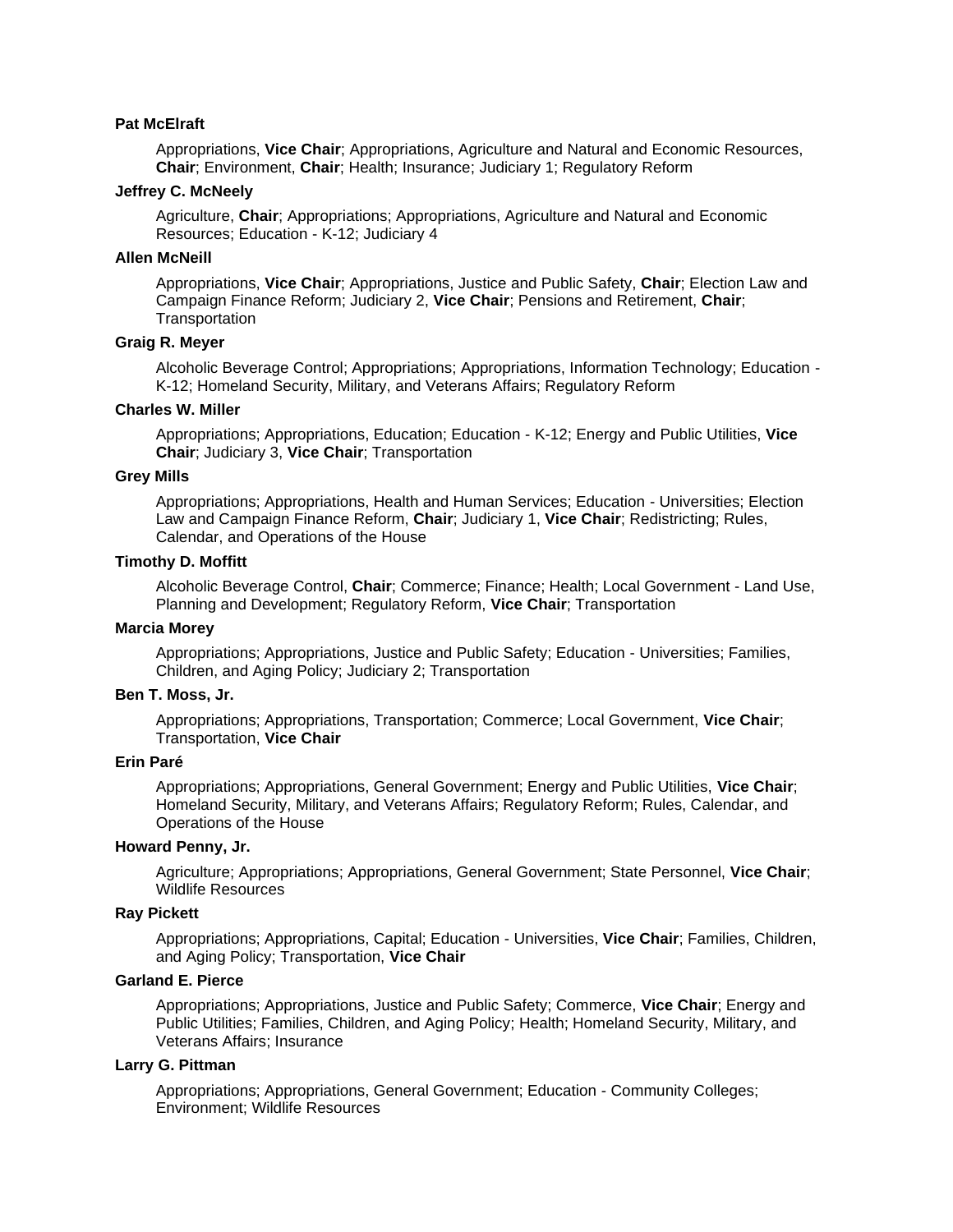**Pat McElraft**

Appropriations, **Vice Chair**; Appropriations, Agriculture and Natural and Economic Resources, **Chair**; Environment, **Chair**; Health; Insurance; Judiciary 1; Regulatory Reform

**Jeffrey C. McNeely**

Agriculture, **Chair**; Appropriations; Appropriations, Agriculture and Natural and Economic Resources; Education - K-12; Judiciary 4

**Allen McNeill**

Appropriations, **Vice Chair**; Appropriations, Justice and Public Safety, **Chair**; Election Law and Campaign Finance Reform; Judiciary 2, **Vice Chair**; Pensions and Retirement, **Chair**; Transportation

**Graig R. Meyer**

Alcoholic Beverage Control; Appropriations; Appropriations, Information Technology; Education - K-12; Homeland Security, Military, and Veterans Affairs; Regulatory Reform

**Charles W. Miller**

Appropriations; Appropriations, Education; Education - K-12; Energy and Public Utilities, **Vice Chair**; Judiciary 3, **Vice Chair**; Transportation

**Grey Mills**

Appropriations; Appropriations, Health and Human Services; Education - Universities; Election Law and Campaign Finance Reform, **Chair**; Judiciary 1, **Vice Chair**; Redistricting; Rules, Calendar, and Operations of the House

**Timothy D. Moffitt**

Alcoholic Beverage Control, **Chair**; Commerce; Finance; Health; Local Government - Land Use, Planning and Development; Regulatory Reform, **Vice Chair**; Transportation

**Marcia Morey**

Appropriations; Appropriations, Justice and Public Safety; Education - Universities; Families, Children, and Aging Policy; Judiciary 2; Transportation

**Ben T. Moss, Jr.**

Appropriations; Appropriations, Transportation; Commerce; Local Government, **Vice Chair**; Transportation, **Vice Chair**

**Erin Paré**

Appropriations; Appropriations, General Government; Energy and Public Utilities, **Vice Chair**; Homeland Security, Military, and Veterans Affairs; Regulatory Reform; Rules, Calendar, and Operations of the House

**Howard Penny, Jr.**

Agriculture; Appropriations; Appropriations, General Government; State Personnel, **Vice Chair**; Wildlife Resources

**Ray Pickett**

Appropriations; Appropriations, Capital; Education - Universities, **Vice Chair**; Families, Children, and Aging Policy; Transportation, **Vice Chair**

**Garland E. Pierce**

Appropriations; Appropriations, Justice and Public Safety; Commerce, **Vice Chair**; Energy and Public Utilities; Families, Children, and Aging Policy; Health; Homeland Security, Military, and Veterans Affairs; Insurance

**Larry G. Pittman**

Appropriations; Appropriations, General Government; Education - Community Colleges; Environment; Wildlife Resources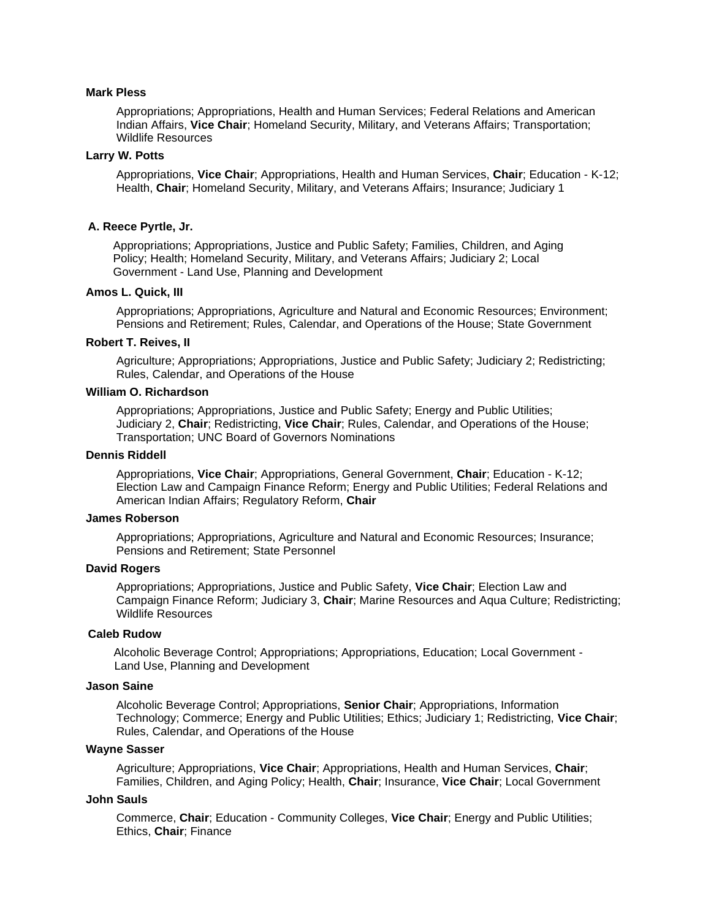**Mark Pless**

Appropriations; Appropriations, Health and Human Services; Federal Relations and American Indian Affairs, **Vice Chair**; Homeland Security, Military, and Veterans Affairs; Transportation; Wildlife Resources

**Larry W. Potts**

Appropriations, **Vice Chair**; Appropriations, Health and Human Services, **Chair**; Education - K-12; Health, **Chair**; Homeland Security, Military, and Veterans Affairs; Insurance; Judiciary 1

**A. Reece Pyrtle, Jr.**

Appropriations; Appropriations, Justice and Public Safety; Families, Children, and Aging Policy; Health; Homeland Security, Military, and Veterans Affairs; Judiciary 2; Local Government - Land Use, Planning and Development

**Amos L. Quick, III**

Appropriations; Appropriations, Agriculture and Natural and Economic Resources; Environment; Pensions and Retirement; Rules, Calendar, and Operations of the House; State Government

**Robert T. Reives, II**

Agriculture; Appropriations; Appropriations, Justice and Public Safety; Judiciary 2; Redistricting; Rules, Calendar, and Operations of the House

**William O. Richardson**

Appropriations; Appropriations, Justice and Public Safety; Energy and Public Utilities; Judiciary 2, **Chair**; Redistricting, **Vice Chair**; Rules, Calendar, and Operations of the House; Transportation; UNC Board of Governors Nominations

**Dennis Riddell**

Appropriations, **Vice Chair**; Appropriations, General Government, **Chair**; Education - K-12; Election Law and Campaign Finance Reform; Energy and Public Utilities; Federal Relations and American Indian Affairs; Regulatory Reform, **Chair**

**James Roberson**

Appropriations; Appropriations, Agriculture and Natural and Economic Resources; Insurance; Pensions and Retirement; State Personnel

**David Rogers**

Appropriations; Appropriations, Justice and Public Safety, **Vice Chair**; Election Law and Campaign Finance Reform; Judiciary 3, **Chair**; Marine Resources and Aqua Culture; Redistricting; Wildlife Resources

**Caleb Rudow**

Alcoholic Beverage Control; Appropriations; Appropriations, Education; Local Government - Land Use, Planning and Development

**Jason Saine**

Alcoholic Beverage Control; Appropriations, **Senior Chair**; Appropriations, Information Technology; Commerce; Energy and Public Utilities; Ethics; Judiciary 1; Redistricting, **Vice Chair**; Rules, Calendar, and Operations of the House

**Wayne Sasser**

Agriculture; Appropriations, **Vice Chair**; Appropriations, Health and Human Services, **Chair**; Families, Children, and Aging Policy; Health, **Chair**; Insurance, **Vice Chair**; Local Government

**John Sauls**

Commerce, **Chair**; Education - Community Colleges, **Vice Chair**; Energy and Public Utilities; Ethics, **Chair**; Finance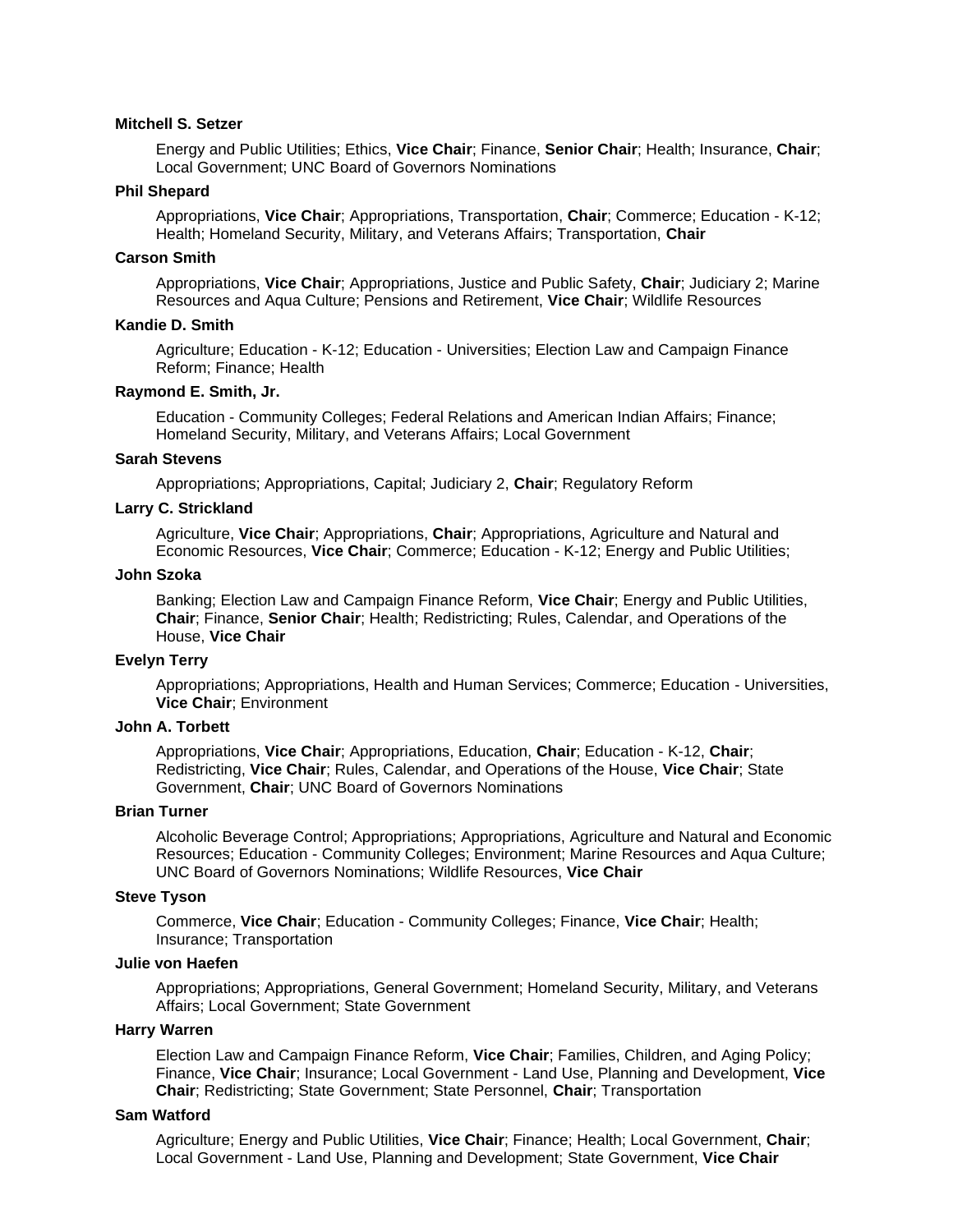**Mitchell S. Setzer**

Energy and Public Utilities; Ethics, **Vice Chair**; Finance, **Senior Chair**; Health; Insurance, **Chair**; Local Government; UNC Board of Governors Nominations

**Phil Shepard**

Appropriations, **Vice Chair**; Appropriations, Transportation, **Chair**; Commerce; Education - K-12; Health; Homeland Security, Military, and Veterans Affairs; Transportation, **Chair**

**Carson Smith**

Appropriations, **Vice Chair**; Appropriations, Justice and Public Safety, **Chair**; Judiciary 2; Marine Resources and Aqua Culture; Pensions and Retirement, **Vice Chair**; Wildlife Resources

**Kandie D. Smith**

Agriculture; Education - K-12; Education - Universities; Election Law and Campaign Finance Reform; Finance; Health

**Raymond E. Smith, Jr.**

Education - Community Colleges; Federal Relations and American Indian Affairs; Finance; Homeland Security, Military, and Veterans Affairs; Local Government

**Sarah Stevens**

Appropriations; Appropriations, Capital; Judiciary 2, **Chair**; Regulatory Reform

**Larry C. Strickland**

Agriculture, **Vice Chair**; Appropriations, **Chair**; Appropriations, Agriculture and Natural and Economic Resources, **Vice Chair**; Commerce; Education - K-12; Energy and Public Utilities;

**John Szoka**

Banking; Election Law and Campaign Finance Reform, **Vice Chair**; Energy and Public Utilities, **Chair**; Finance, **Senior Chair**; Health; Redistricting; Rules, Calendar, and Operations of the House, **Vice Chair**

**Evelyn Terry**

Appropriations; Appropriations, Health and Human Services; Commerce; Education - Universities, **Vice Chair**; Environment

**John A. Torbett**

Appropriations, **Vice Chair**; Appropriations, Education, **Chair**; Education - K-12, **Chair**; Redistricting, **Vice Chair**; Rules, Calendar, and Operations of the House, **Vice Chair**; State Government, **Chair**; UNC Board of Governors Nominations

**Brian Turner**

Alcoholic Beverage Control; Appropriations; Appropriations, Agriculture and Natural and Economic Resources; Education - Community Colleges; Environment; Marine Resources and Aqua Culture; UNC Board of Governors Nominations; Wildlife Resources, **Vice Chair**

**Steve Tyson**

Commerce, **Vice Chair**; Education - Community Colleges; Finance, **Vice Chair**; Health; Insurance; Transportation

**Julie von Haefen**

Appropriations; Appropriations, General Government; Homeland Security, Military, and Veterans Affairs; Local Government; State Government

**Harry Warren**

Election Law and Campaign Finance Reform, **Vice Chair**; Families, Children, and Aging Policy; Finance, **Vice Chair**; Insurance; Local Government - Land Use, Planning and Development, **Vice Chair**; Redistricting; State Government; State Personnel, **Chair**; Transportation

**Sam Watford**

Agriculture; Energy and Public Utilities, **Vice Chair**; Finance; Health; Local Government, **Chair**; Local Government - Land Use, Planning and Development; State Government, **Vice Chair**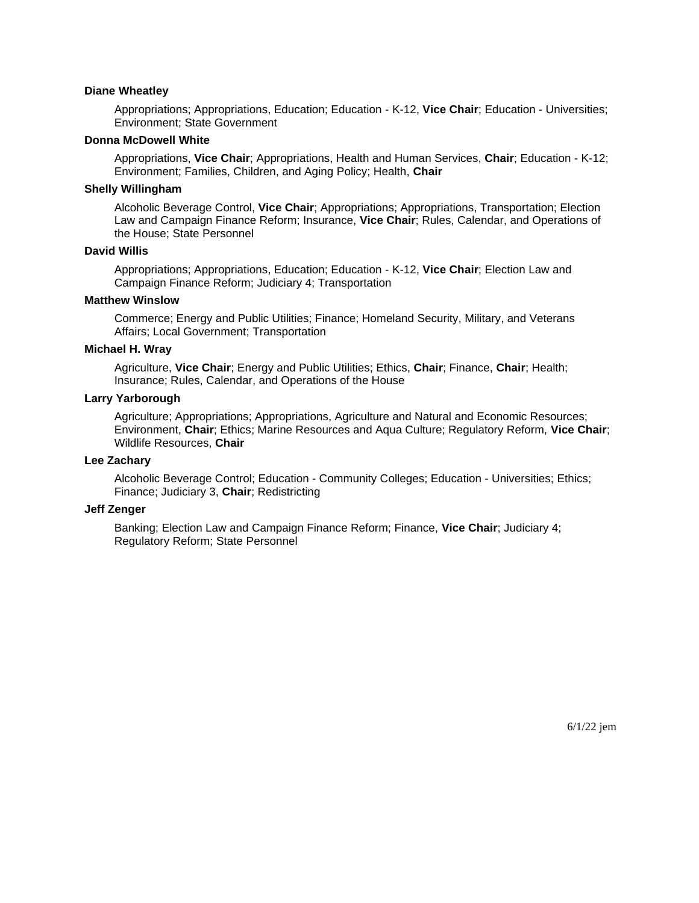**Diane Wheatley**

Appropriations; Appropriations, Education; Education - K-12, **Vice Chair**; Education - Universities; Environment; State Government

**Donna McDowell White**

Appropriations, **Vice Chair**; Appropriations, Health and Human Services, **Chair**; Education - K-12; Environment; Families, Children, and Aging Policy; Health, **Chair**

**Shelly Willingham**

Alcoholic Beverage Control, **Vice Chair**; Appropriations; Appropriations, Transportation; Election Law and Campaign Finance Reform; Insurance, **Vice Chair**; Rules, Calendar, and Operations of the House; State Personnel

**David Willis**

Appropriations; Appropriations, Education; Education - K-12, **Vice Chair**; Election Law and Campaign Finance Reform; Judiciary 4; Transportation

**Matthew Winslow**

Commerce; Energy and Public Utilities; Finance; Homeland Security, Military, and Veterans Affairs; Local Government; Transportation

**Michael H. Wray**

Agriculture, **Vice Chair**; Energy and Public Utilities; Ethics, **Chair**; Finance, **Chair**; Health; Insurance; Rules, Calendar, and Operations of the House

**Larry Yarborough**

Agriculture; Appropriations; Appropriations, Agriculture and Natural and Economic Resources; Environment, **Chair**; Ethics; Marine Resources and Aqua Culture; Regulatory Reform, **Vice Chair**; Wildlife Resources, **Chair**

**Lee Zachary**

Alcoholic Beverage Control; Education - Community Colleges; Education - Universities; Ethics; Finance; Judiciary 3, **Chair**; Redistricting

**Jeff Zenger**

Banking; Election Law and Campaign Finance Reform; Finance, **Vice Chair**; Judiciary 4; Regulatory Reform; State Personnel

6/1/22 jem